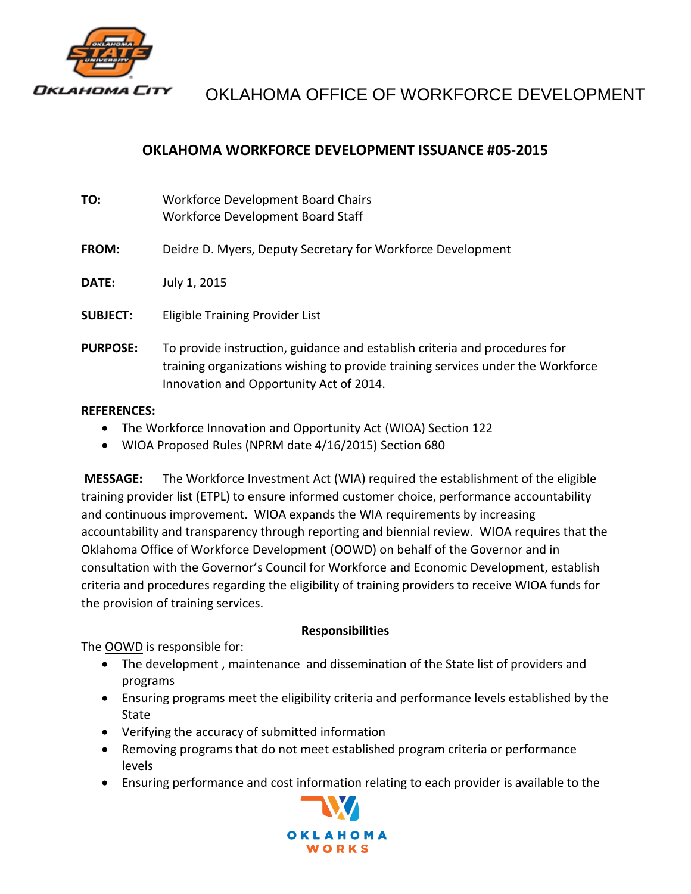OKLAHOMA OFFICE OF WORKFORCE DEVELOPMENT

# OKLAHOMA WORKFORCE DEVELOPMENT ISSUANCE #05-2015

**TO:** Workforce Development Board Chairs
Workforce Development Board Staff

**FROM:** Deidre D. Myers, Deputy Secretary for Workforce Development

**DATE:** July 1, 2015

**SUBJECT:** Eligible Training Provider List

**PURPOSE:** To provide instruction, guidance and establish criteria and procedures for training organizations wishing to provide training services under the Workforce Innovation and Opportunity Act of 2014.

**REFERENCES:**

- The Workforce Innovation and Opportunity Act (WIOA) Section 122
- WIOA Proposed Rules (NPRM date 4/16/2015) Section 680

**MESSAGE:** The Workforce Investment Act (WIA) required the establishment of the eligible training provider list (ETPL) to ensure informed customer choice, performance accountability and continuous improvement. WIOA expands the WIA requirements by increasing accountability and transparency through reporting and biennial review. WIOA requires that the Oklahoma Office of Workforce Development (OOWD) on behalf of the Governor and in consultation with the Governor's Council for Workforce and Economic Development, establish criteria and procedures regarding the eligibility of training providers to receive WIOA funds for the provision of training services.

## Responsibilities

The OOWD is responsible for:

- The development , maintenance and dissemination of the State list of providers and programs
- Ensuring programs meet the eligibility criteria and performance levels established by the State
- Verifying the accuracy of submitted information
- Removing programs that do not meet established program criteria or performance levels
- Ensuring performance and cost information relating to each provider is available to the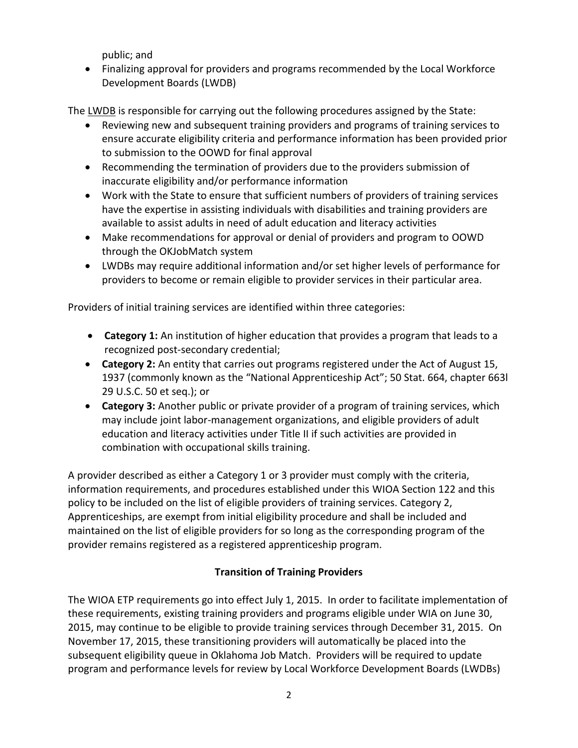public; and

- Finalizing approval for providers and programs recommended by the Local Workforce Development Boards (LWDB)

The LWDB is responsible for carrying out the following procedures assigned by the State:

- Reviewing new and subsequent training providers and programs of training services to ensure accurate eligibility criteria and performance information has been provided prior to submission to the OOWD for final approval
- Recommending the termination of providers due to the providers submission of inaccurate eligibility and/or performance information
- Work with the State to ensure that sufficient numbers of providers of training services have the expertise in assisting individuals with disabilities and training providers are available to assist adults in need of adult education and literacy activities
- Make recommendations for approval or denial of providers and program to OOWD through the OKJobMatch system
- LWDBs may require additional information and/or set higher levels of performance for providers to become or remain eligible to provider services in their particular area.

Providers of initial training services are identified within three categories:

- **Category 1:** An institution of higher education that provides a program that leads to a recognized post-secondary credential;
- **Category 2:** An entity that carries out programs registered under the Act of August 15, 1937 (commonly known as the "National Apprenticeship Act"; 50 Stat. 664, chapter 663l 29 U.S.C. 50 et seq.); or
- **Category 3:** Another public or private provider of a program of training services, which may include joint labor-management organizations, and eligible providers of adult education and literacy activities under Title II if such activities are provided in combination with occupational skills training.

A provider described as either a Category 1 or 3 provider must comply with the criteria, information requirements, and procedures established under this WIOA Section 122 and this policy to be included on the list of eligible providers of training services. Category 2, Apprenticeships, are exempt from initial eligibility procedure and shall be included and maintained on the list of eligible providers for so long as the corresponding program of the provider remains registered as a registered apprenticeship program.

**Transition of Training Providers**

The WIOA ETP requirements go into effect July 1, 2015. In order to facilitate implementation of these requirements, existing training providers and programs eligible under WIA on June 30, 2015, may continue to be eligible to provide training services through December 31, 2015. On November 17, 2015, these transitioning providers will automatically be placed into the subsequent eligibility queue in Oklahoma Job Match. Providers will be required to update program and performance levels for review by Local Workforce Development Boards (LWDBs)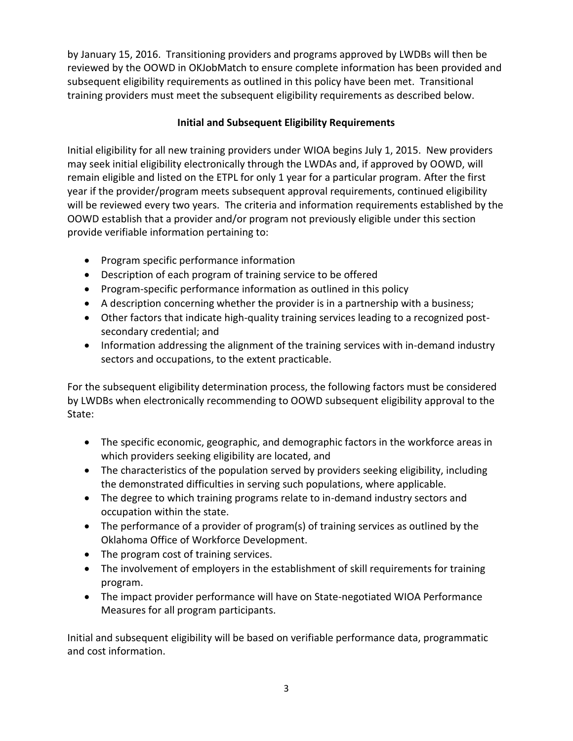by January 15, 2016. Transitioning providers and programs approved by LWDBs will then be reviewed by the OOWD in OKJobMatch to ensure complete information has been provided and subsequent eligibility requirements as outlined in this policy have been met. Transitional training providers must meet the subsequent eligibility requirements as described below.

**Initial and Subsequent Eligibility Requirements**

Initial eligibility for all new training providers under WIOA begins July 1, 2015. New providers may seek initial eligibility electronically through the LWDAs and, if approved by OOWD, will remain eligible and listed on the ETPL for only 1 year for a particular program. After the first year if the provider/program meets subsequent approval requirements, continued eligibility will be reviewed every two years. The criteria and information requirements established by the OOWD establish that a provider and/or program not previously eligible under this section provide verifiable information pertaining to:

- Program specific performance information
- Description of each program of training service to be offered
- Program-specific performance information as outlined in this policy
- A description concerning whether the provider is in a partnership with a business;
- Other factors that indicate high-quality training services leading to a recognized post-secondary credential; and
- Information addressing the alignment of the training services with in-demand industry sectors and occupations, to the extent practicable.

For the subsequent eligibility determination process, the following factors must be considered by LWDBs when electronically recommending to OOWD subsequent eligibility approval to the State:

- The specific economic, geographic, and demographic factors in the workforce areas in which providers seeking eligibility are located, and
- The characteristics of the population served by providers seeking eligibility, including the demonstrated difficulties in serving such populations, where applicable.
- The degree to which training programs relate to in-demand industry sectors and occupation within the state.
- The performance of a provider of program(s) of training services as outlined by the Oklahoma Office of Workforce Development.
- The program cost of training services.
- The involvement of employers in the establishment of skill requirements for training program.
- The impact provider performance will have on State-negotiated WIOA Performance Measures for all program participants.

Initial and subsequent eligibility will be based on verifiable performance data, programmatic and cost information.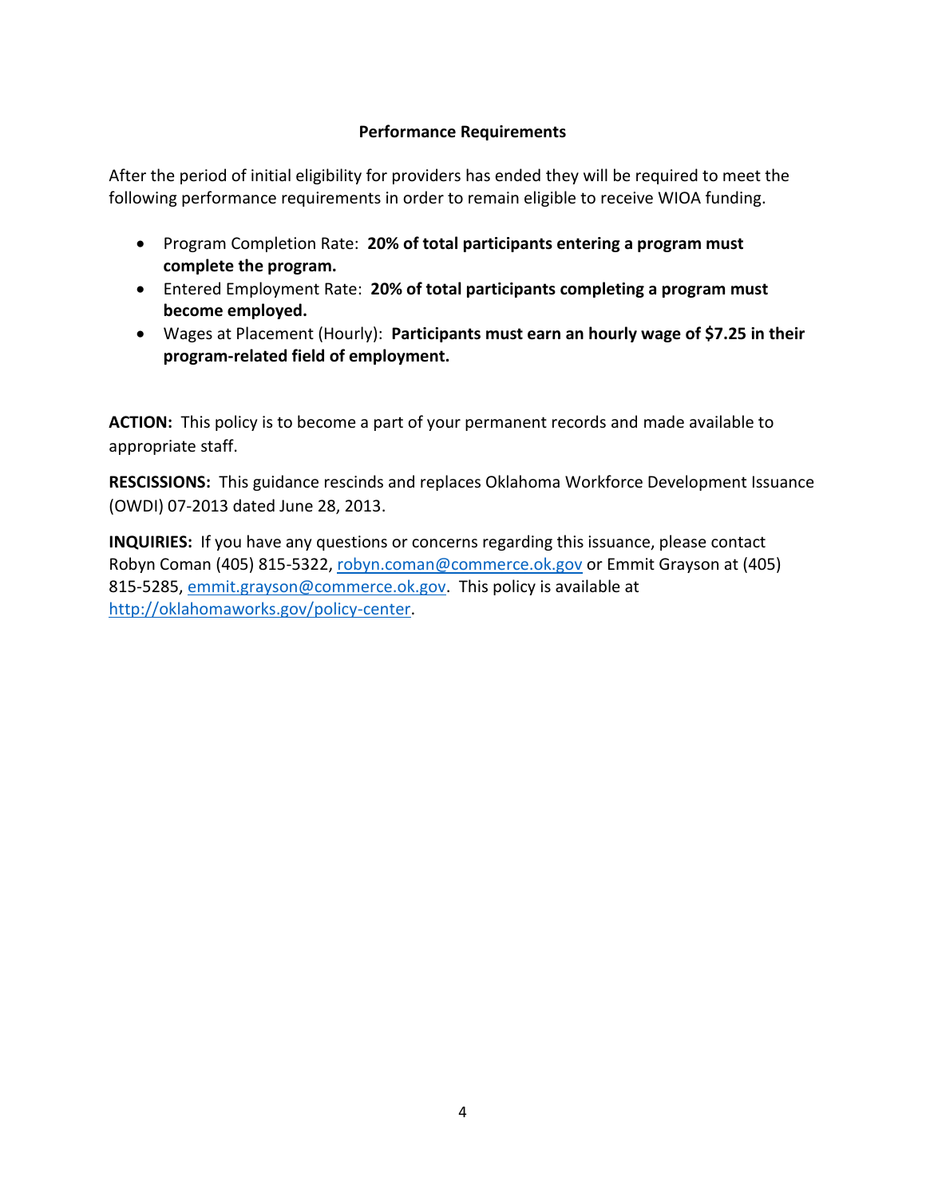## Performance Requirements

After the period of initial eligibility for providers has ended they will be required to meet the following performance requirements in order to remain eligible to receive WIOA funding.

- Program Completion Rate: **20% of total participants entering a program must complete the program.**
- Entered Employment Rate: **20% of total participants completing a program must become employed.**
- Wages at Placement (Hourly): **Participants must earn an hourly wage of $7.25 in their program-related field of employment.**

**ACTION:** This policy is to become a part of your permanent records and made available to appropriate staff.

**RESCISSIONS:** This guidance rescinds and replaces Oklahoma Workforce Development Issuance (OWDI) 07-2013 dated June 28, 2013.

**INQUIRIES:** If you have any questions or concerns regarding this issuance, please contact Robyn Coman (405) 815-5322, robyn.coman@commerce.ok.gov or Emmit Grayson at (405) 815-5285, emmit.grayson@commerce.ok.gov. This policy is available at http://oklahomaworks.gov/policy-center.